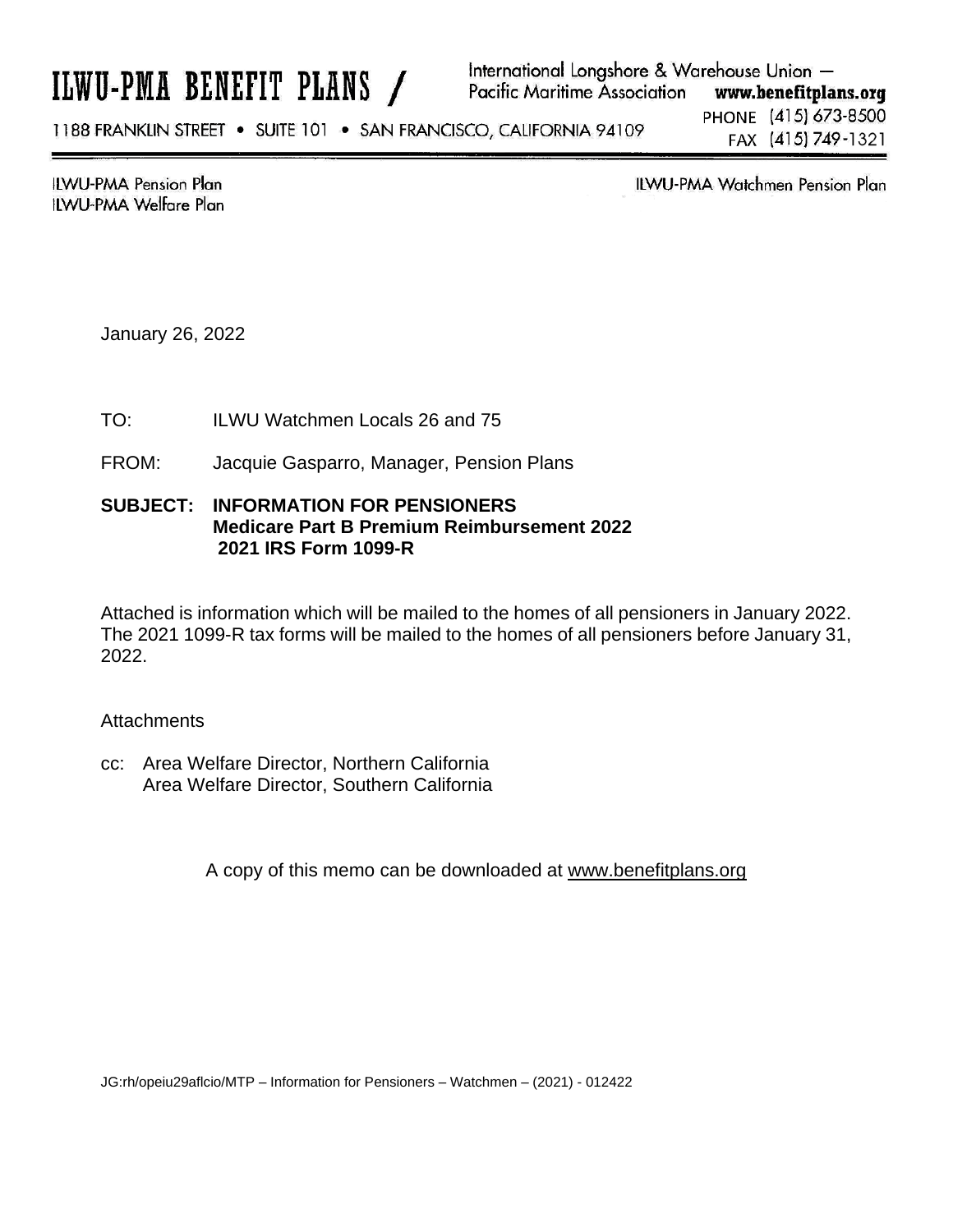# ILWU-PMA BENEFIT PLANS /

International Longshore & Warehouse Union — Pacific Maritime Association **www.benefitplans.org**

1188 FRANKLIN STREET • SUITE 101 • SAN FRANCISCO, CALIFORNIA 94109

PHONE (415) 673-8500
FAX (415) 749-1321

ILWU-PMA Pension Plan
ILWU-PMA Welfare Plan

ILWU-PMA Watchmen Pension Plan

January 26, 2022

TO: ILWU Watchmen Locals 26 and 75

FROM: Jacquie Gasparro, Manager, Pension Plans

**SUBJECT: INFORMATION FOR PENSIONERS**
**Medicare Part B Premium Reimbursement 2022**
**2021 IRS Form 1099-R**

Attached is information which will be mailed to the homes of all pensioners in January 2022. The 2021 1099-R tax forms will be mailed to the homes of all pensioners before January 31, 2022.

Attachments

cc: Area Welfare Director, Northern California
Area Welfare Director, Southern California

A copy of this memo can be downloaded at www.benefitplans.org

JG:rh/opeiu29aflcio/MTP – Information for Pensioners – Watchmen – (2021) - 012422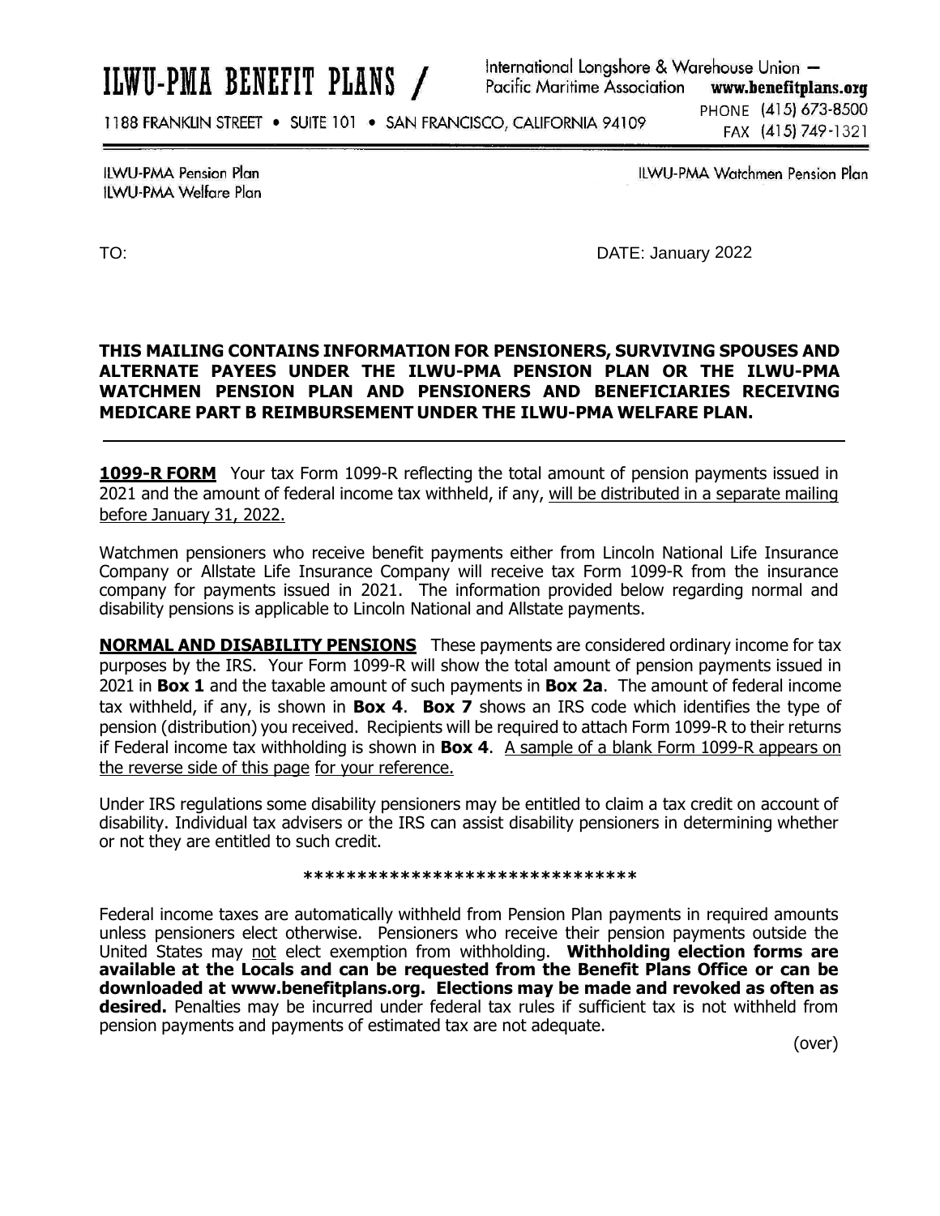# ILWU-PMA BENEFIT PLANS /

International Longshore & Warehouse Union – Pacific Maritime Association **www.benefitplans.org**

1188 FRANKLIN STREET • SUITE 101 • SAN FRANCISCO, CALIFORNIA 94109

PHONE (415) 673-8500
FAX (415) 749-1321

ILWU-PMA Pension Plan
ILWU-PMA Welfare Plan

ILWU-PMA Watchmen Pension Plan

TO:

DATE: January 2022

**THIS MAILING CONTAINS INFORMATION FOR PENSIONERS, SURVIVING SPOUSES AND ALTERNATE PAYEES UNDER THE ILWU-PMA PENSION PLAN OR THE ILWU-PMA WATCHMEN PENSION PLAN AND PENSIONERS AND BENEFICIARIES RECEIVING MEDICARE PART B REIMBURSEMENT UNDER THE ILWU-PMA WELFARE PLAN.**

---

**1099-R FORM** Your tax Form 1099-R reflecting the total amount of pension payments issued in 2021 and the amount of federal income tax withheld, if any, will be distributed in a separate mailing before January 31, 2022.

Watchmen pensioners who receive benefit payments either from Lincoln National Life Insurance Company or Allstate Life Insurance Company will receive tax Form 1099-R from the insurance company for payments issued in 2021. The information provided below regarding normal and disability pensions is applicable to Lincoln National and Allstate payments.

**NORMAL AND DISABILITY PENSIONS** These payments are considered ordinary income for tax purposes by the IRS. Your Form 1099-R will show the total amount of pension payments issued in 2021 in **Box 1** and the taxable amount of such payments in **Box 2a**. The amount of federal income tax withheld, if any, is shown in **Box 4**. **Box 7** shows an IRS code which identifies the type of pension (distribution) you received. Recipients will be required to attach Form 1099-R to their returns if Federal income tax withholding is shown in **Box 4**. A sample of a blank Form 1099-R appears on the reverse side of this page for your reference.

Under IRS regulations some disability pensioners may be entitled to claim a tax credit on account of disability. Individual tax advisers or the IRS can assist disability pensioners in determining whether or not they are entitled to such credit.

*******************************

Federal income taxes are automatically withheld from Pension Plan payments in required amounts unless pensioners elect otherwise. Pensioners who receive their pension payments outside the United States may not elect exemption from withholding. **Withholding election forms are available at the Locals and can be requested from the Benefit Plans Office or can be downloaded at www.benefitplans.org. Elections may be made and revoked as often as desired.** Penalties may be incurred under federal tax rules if sufficient tax is not withheld from pension payments and payments of estimated tax are not adequate.

(over)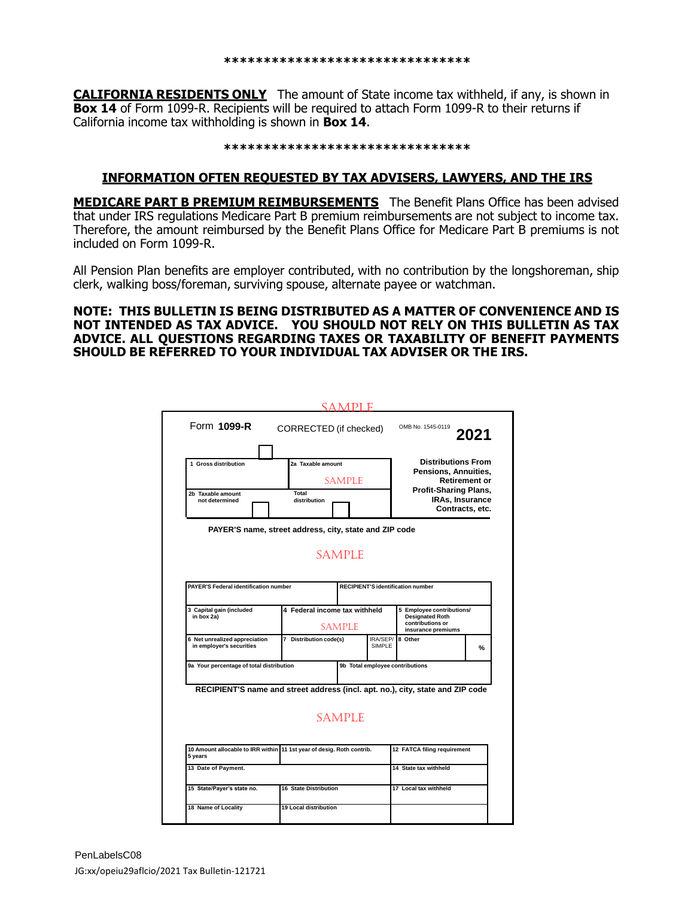*******************************

**CALIFORNIA RESIDENTS ONLY** The amount of State income tax withheld, if any, is shown in **Box 14** of Form 1099-R. Recipients will be required to attach Form 1099-R to their returns if California income tax withholding is shown in **Box 14**.

*******************************

## INFORMATION OFTEN REQUESTED BY TAX ADVISERS, LAWYERS, AND THE IRS

**MEDICARE PART B PREMIUM REIMBURSEMENTS** The Benefit Plans Office has been advised that under IRS regulations Medicare Part B premium reimbursements are not subject to income tax. Therefore, the amount reimbursed by the Benefit Plans Office for Medicare Part B premiums is not included on Form 1099-R.

All Pension Plan benefits are employer contributed, with no contribution by the longshoreman, ship clerk, walking boss/foreman, surviving spouse, alternate payee or watchman.

**NOTE: THIS BULLETIN IS BEING DISTRIBUTED AS A MATTER OF CONVENIENCE AND IS NOT INTENDED AS TAX ADVICE. YOU SHOULD NOT RELY ON THIS BULLETIN AS TAX ADVICE. ALL QUESTIONS REGARDING TAXES OR TAXABILITY OF BENEFIT PAYMENTS SHOULD BE REFERRED TO YOUR INDIVIDUAL TAX ADVISER OR THE IRS.**

SAMPLE

Form **1099-R** CORRECTED (if checked) OMB No. 1545-0119 **2021**

| 1 Gross distribution | 2a Taxable amount SAMPLE | Distributions From Pensions, Annuities, Retirement or Profit-Sharing Plans, IRAs, Insurance Contracts, etc. |
|---|---|---|
| 2b Taxable amount not determined ☐ | Total distribution ☐ | |

PAYER'S name, street address, city, state and ZIP code

SAMPLE

| PAYER'S Federal identification number | | RECIPIENT'S identification number | |
|---|---|---|---|
| 3 Capital gain (included in box 2a) | 4 Federal income tax withheld SAMPLE | | 5 Employee contributions/ Designated Roth contributions or insurance premiums |
| 6 Net unrealized appreciation in employer's securities | 7 Distribution code(s) | IRA/SEP/ SIMPLE | 8 Other % |
| 9a Your percentage of total distribution | | 9b Total employee contributions | |

RECIPIENT'S name and street address (incl. apt. no.), city, state and ZIP code

SAMPLE

| 10 Amount allocable to IRR within 5 years | 11 1st year of desig. Roth contrib. | 12 FATCA filing requirement |
|---|---|---|
| 13 Date of Payment. | | 14 State tax withheld |
| 15 State/Payer's state no. | 16 State Distribution | 17 Local tax withheld |
| 18 Name of Locality | 19 Local distribution | |

PenLabelsC08

JG:xx/opeiu29aflcio/2021 Tax Bulletin-121721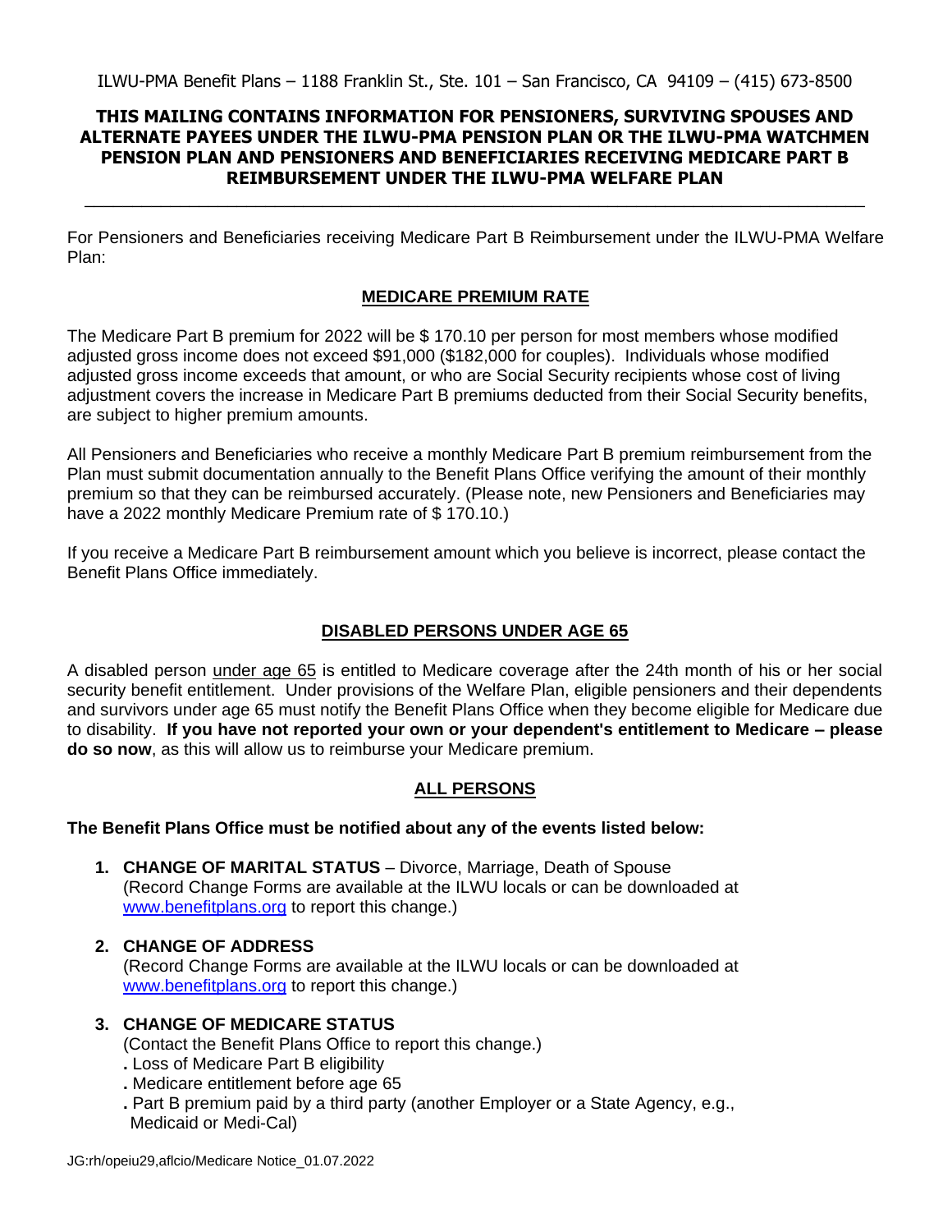ILWU-PMA Benefit Plans – 1188 Franklin St., Ste. 101 – San Francisco, CA 94109 – (415) 673-8500

**THIS MAILING CONTAINS INFORMATION FOR PENSIONERS, SURVIVING SPOUSES AND ALTERNATE PAYEES UNDER THE ILWU-PMA PENSION PLAN OR THE ILWU-PMA WATCHMEN PENSION PLAN AND PENSIONERS AND BENEFICIARIES RECEIVING MEDICARE PART B REIMBURSEMENT UNDER THE ILWU-PMA WELFARE PLAN**

---

For Pensioners and Beneficiaries receiving Medicare Part B Reimbursement under the ILWU-PMA Welfare Plan:

## MEDICARE PREMIUM RATE

The Medicare Part B premium for 2022 will be $ 170.10 per person for most members whose modified adjusted gross income does not exceed $91,000 ($182,000 for couples). Individuals whose modified adjusted gross income exceeds that amount, or who are Social Security recipients whose cost of living adjustment covers the increase in Medicare Part B premiums deducted from their Social Security benefits, are subject to higher premium amounts.

All Pensioners and Beneficiaries who receive a monthly Medicare Part B premium reimbursement from the Plan must submit documentation annually to the Benefit Plans Office verifying the amount of their monthly premium so that they can be reimbursed accurately. (Please note, new Pensioners and Beneficiaries may have a 2022 monthly Medicare Premium rate of $ 170.10.)

If you receive a Medicare Part B reimbursement amount which you believe is incorrect, please contact the Benefit Plans Office immediately.

## DISABLED PERSONS UNDER AGE 65

A disabled person under age 65 is entitled to Medicare coverage after the 24th month of his or her social security benefit entitlement. Under provisions of the Welfare Plan, eligible pensioners and their dependents and survivors under age 65 must notify the Benefit Plans Office when they become eligible for Medicare due to disability. **If you have not reported your own or your dependent's entitlement to Medicare – please do so now**, as this will allow us to reimburse your Medicare premium.

## ALL PERSONS

**The Benefit Plans Office must be notified about any of the events listed below:**

1. **CHANGE OF MARITAL STATUS** – Divorce, Marriage, Death of Spouse
   (Record Change Forms are available at the ILWU locals or can be downloaded at www.benefitplans.org to report this change.)

2. **CHANGE OF ADDRESS**
   (Record Change Forms are available at the ILWU locals or can be downloaded at www.benefitplans.org to report this change.)

3. **CHANGE OF MEDICARE STATUS**
   (Contact the Benefit Plans Office to report this change.)
   - Loss of Medicare Part B eligibility
   - Medicare entitlement before age 65
   - Part B premium paid by a third party (another Employer or a State Agency, e.g., Medicaid or Medi-Cal)

JG:rh/opeiu29,aflcio/Medicare Notice_01.07.2022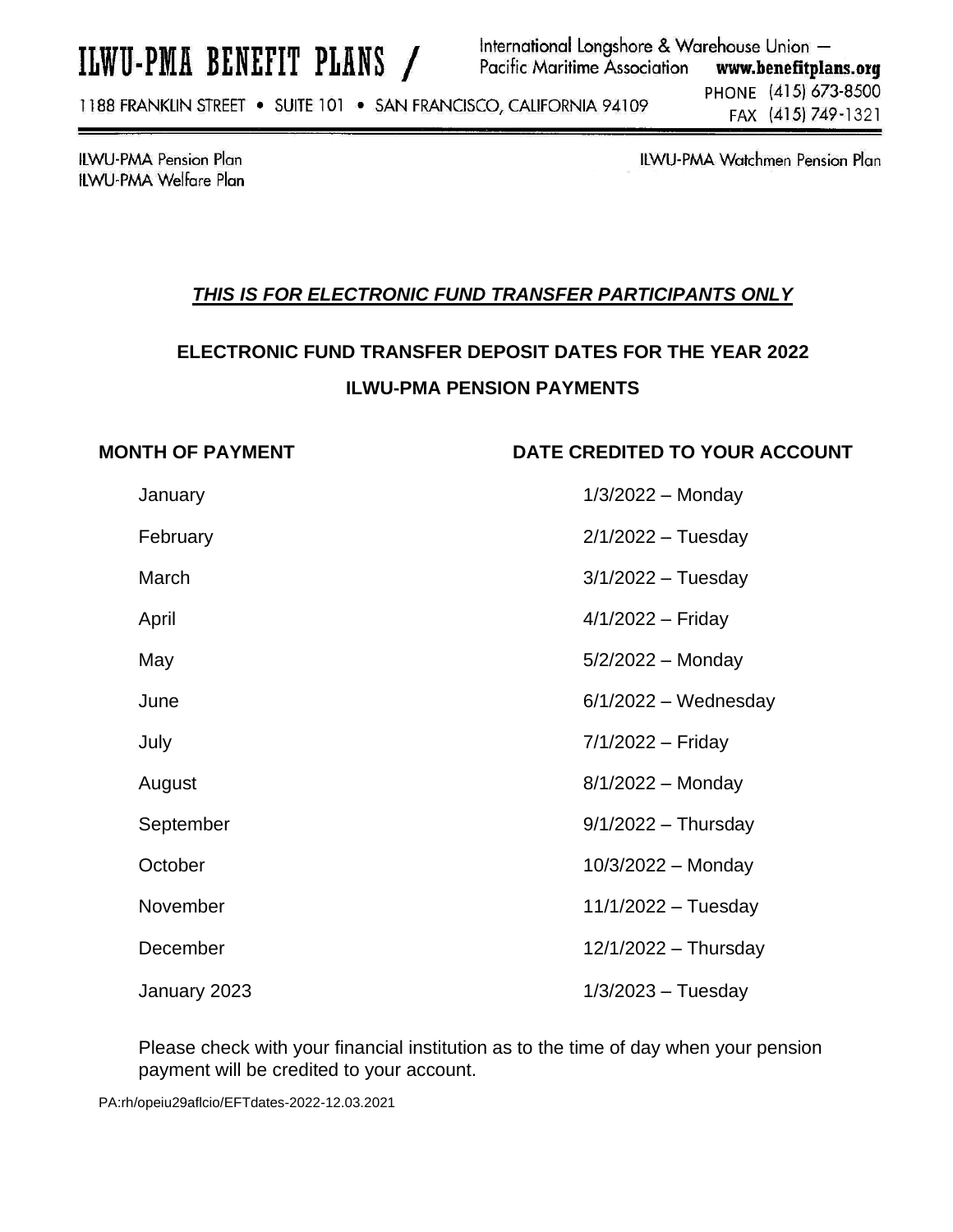# ILWU-PMA BENEFIT PLANS

International Longshore & Warehouse Union — Pacific Maritime Association **www.benefitplans.org**

1188 FRANKLIN STREET • SUITE 101 • SAN FRANCISCO, CALIFORNIA 94109

PHONE (415) 673-8500
FAX (415) 749-1321

ILWU-PMA Pension Plan
ILWU-PMA Welfare Plan

ILWU-PMA Watchmen Pension Plan

***THIS IS FOR ELECTRONIC FUND TRANSFER PARTICIPANTS ONLY***

## ELECTRONIC FUND TRANSFER DEPOSIT DATES FOR THE YEAR 2022

## ILWU-PMA PENSION PAYMENTS

| MONTH OF PAYMENT | DATE CREDITED TO YOUR ACCOUNT |
|---|---|
| January | 1/3/2022 – Monday |
| February | 2/1/2022 – Tuesday |
| March | 3/1/2022 – Tuesday |
| April | 4/1/2022 – Friday |
| May | 5/2/2022 – Monday |
| June | 6/1/2022 – Wednesday |
| July | 7/1/2022 – Friday |
| August | 8/1/2022 – Monday |
| September | 9/1/2022 – Thursday |
| October | 10/3/2022 – Monday |
| November | 11/1/2022 – Tuesday |
| December | 12/1/2022 – Thursday |
| January 2023 | 1/3/2023 – Tuesday |

Please check with your financial institution as to the time of day when your pension payment will be credited to your account.

PA:rh/opeiu29aflcio/EFTdates-2022-12.03.2021